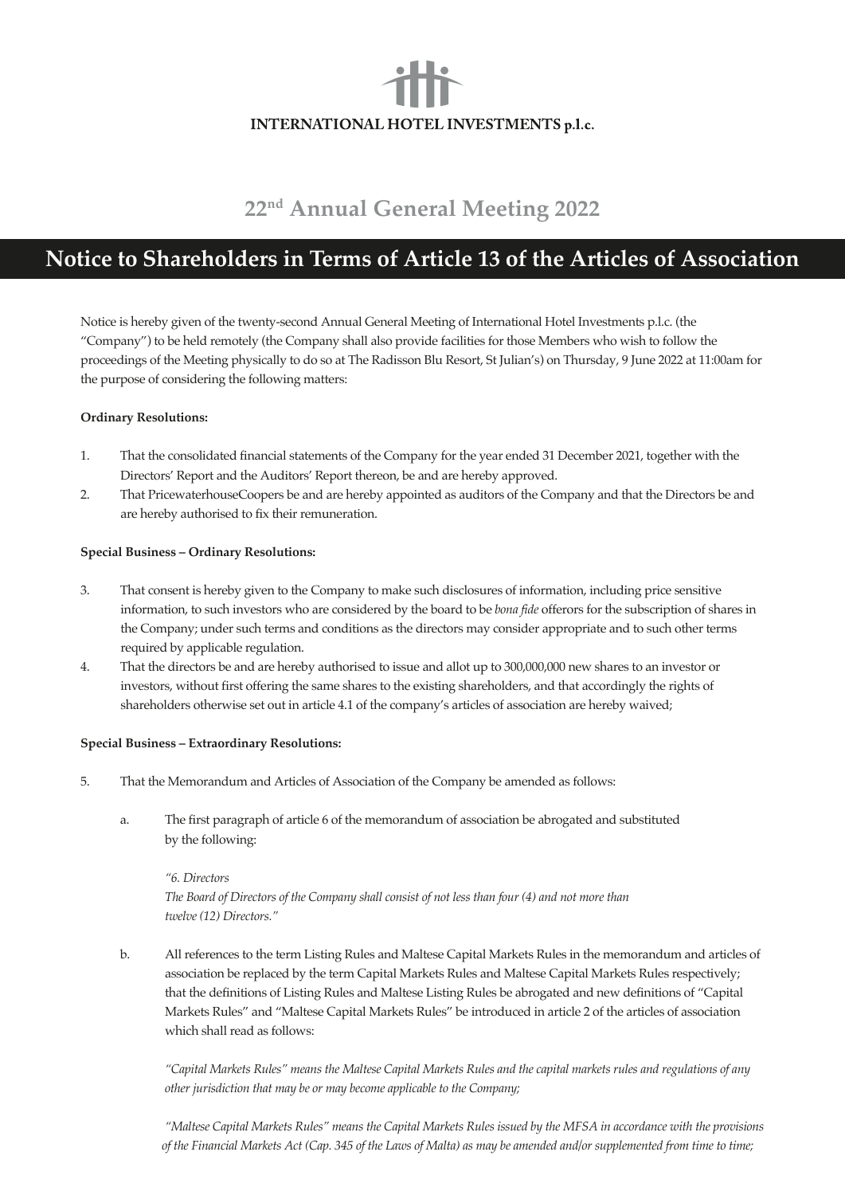INTERNATIONAL HOTEL INVESTMENTS p.l.c.

# 22nd Annual General Meeting 2022

## Notice to Shareholders in Terms of Article 13 of the Articles of Association

Notice is hereby given of the twenty-second Annual General Meeting of International Hotel Investments p.l.c. (the "Company") to be held remotely (the Company shall also provide facilities for those Members who wish to follow the proceedings of the Meeting physically to do so at The Radisson Blu Resort, St Julian's) on Thursday, 9 June 2022 at 11:00am for the purpose of considering the following matters:

**Ordinary Resolutions:**

1. That the consolidated financial statements of the Company for the year ended 31 December 2021, together with the Directors' Report and the Auditors' Report thereon, be and are hereby approved.
2. That PricewaterhouseCoopers be and are hereby appointed as auditors of the Company and that the Directors be and are hereby authorised to fix their remuneration.

**Special Business – Ordinary Resolutions:**

3. That consent is hereby given to the Company to make such disclosures of information, including price sensitive information, to such investors who are considered by the board to be *bona fide* offerors for the subscription of shares in the Company; under such terms and conditions as the directors may consider appropriate and to such other terms required by applicable regulation.
4. That the directors be and are hereby authorised to issue and allot up to 300,000,000 new shares to an investor or investors, without first offering the same shares to the existing shareholders, and that accordingly the rights of shareholders otherwise set out in article 4.1 of the company's articles of association are hereby waived;

**Special Business – Extraordinary Resolutions:**

5. That the Memorandum and Articles of Association of the Company be amended as follows:

   a. The first paragraph of article 6 of the memorandum of association be abrogated and substituted by the following:

      *"6. Directors*
      *The Board of Directors of the Company shall consist of not less than four (4) and not more than twelve (12) Directors."*

   b. All references to the term Listing Rules and Maltese Capital Markets Rules in the memorandum and articles of association be replaced by the term Capital Markets Rules and Maltese Capital Markets Rules respectively; that the definitions of Listing Rules and Maltese Listing Rules be abrogated and new definitions of "Capital Markets Rules" and "Maltese Capital Markets Rules" be introduced in article 2 of the articles of association which shall read as follows:

      *"Capital Markets Rules" means the Maltese Capital Markets Rules and the capital markets rules and regulations of any other jurisdiction that may be or may become applicable to the Company;*

      *"Maltese Capital Markets Rules" means the Capital Markets Rules issued by the MFSA in accordance with the provisions of the Financial Markets Act (Cap. 345 of the Laws of Malta) as may be amended and/or supplemented from time to time;*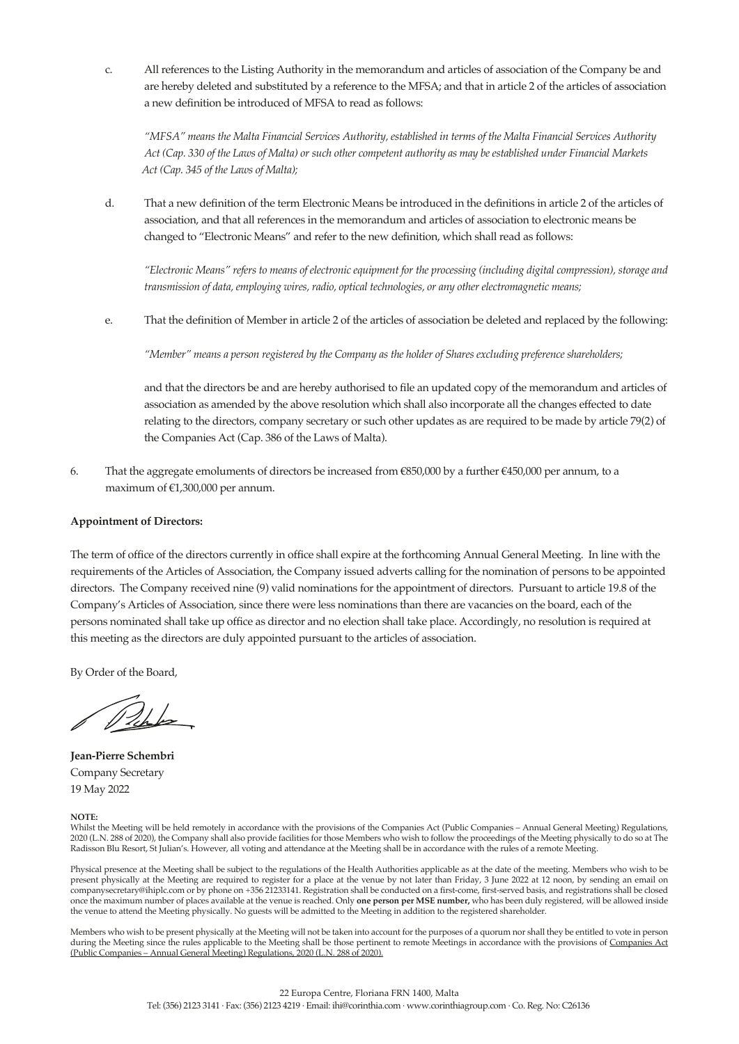c. All references to the Listing Authority in the memorandum and articles of association of the Company be and are hereby deleted and substituted by a reference to the MFSA; and that in article 2 of the articles of association a new definition be introduced of MFSA to read as follows:

*"MFSA" means the Malta Financial Services Authority, established in terms of the Malta Financial Services Authority Act (Cap. 330 of the Laws of Malta) or such other competent authority as may be established under Financial Markets Act (Cap. 345 of the Laws of Malta);*

d. That a new definition of the term Electronic Means be introduced in the definitions in article 2 of the articles of association, and that all references in the memorandum and articles of association to electronic means be changed to "Electronic Means" and refer to the new definition, which shall read as follows:

*"Electronic Means" refers to means of electronic equipment for the processing (including digital compression), storage and transmission of data, employing wires, radio, optical technologies, or any other electromagnetic means;*

e. That the definition of Member in article 2 of the articles of association be deleted and replaced by the following:

*"Member" means a person registered by the Company as the holder of Shares excluding preference shareholders;*

and that the directors be and are hereby authorised to file an updated copy of the memorandum and articles of association as amended by the above resolution which shall also incorporate all the changes effected to date relating to the directors, company secretary or such other updates as are required to be made by article 79(2) of the Companies Act (Cap. 386 of the Laws of Malta).

6. That the aggregate emoluments of directors be increased from €850,000 by a further €450,000 per annum, to a maximum of €1,300,000 per annum.

**Appointment of Directors:**

The term of office of the directors currently in office shall expire at the forthcoming Annual General Meeting. In line with the requirements of the Articles of Association, the Company issued adverts calling for the nomination of persons to be appointed directors. The Company received nine (9) valid nominations for the appointment of directors. Pursuant to article 19.8 of the Company's Articles of Association, since there were less nominations than there are vacancies on the board, each of the persons nominated shall take up office as director and no election shall take place. Accordingly, no resolution is required at this meeting as the directors are duly appointed pursuant to the articles of association.

By Order of the Board,

**Jean-Pierre Schembri**
Company Secretary
19 May 2022

**NOTE:**

Whilst the Meeting will be held remotely in accordance with the provisions of the Companies Act (Public Companies – Annual General Meeting) Regulations, 2020 (L.N. 288 of 2020), the Company shall also provide facilities for those Members who wish to follow the proceedings of the Meeting physically to do so at The Radisson Blu Resort, St Julian's. However, all voting and attendance at the Meeting shall be in accordance with the rules of a remote Meeting.

Physical presence at the Meeting shall be subject to the regulations of the Health Authorities applicable as at the date of the meeting. Members who wish to be present physically at the Meeting are required to register for a place at the venue by not later than Friday, 3 June 2022 at 12 noon, by sending an email on companysecretary@ihiplc.com or by phone on +356 21233141. Registration shall be conducted on a first-come, first-served basis, and registrations shall be closed once the maximum number of places available at the venue is reached. Only **one person per MSE number,** who has been duly registered, will be allowed inside the venue to attend the Meeting physically. No guests will be admitted to the Meeting in addition to the registered shareholder.

Members who wish to be present physically at the Meeting will not be taken into account for the purposes of a quorum nor shall they be entitled to vote in person during the Meeting since the rules applicable to the Meeting shall be those pertinent to remote Meetings in accordance with the provisions of Companies Act (Public Companies – Annual General Meeting) Regulations, 2020 (L.N. 288 of 2020).

22 Europa Centre, Floriana FRN 1400, Malta
Tel: (356) 2123 3141 · Fax: (356) 2123 4219 · Email: ihi@corinthia.com · www.corinthiagroup.com · Co. Reg. No: C26136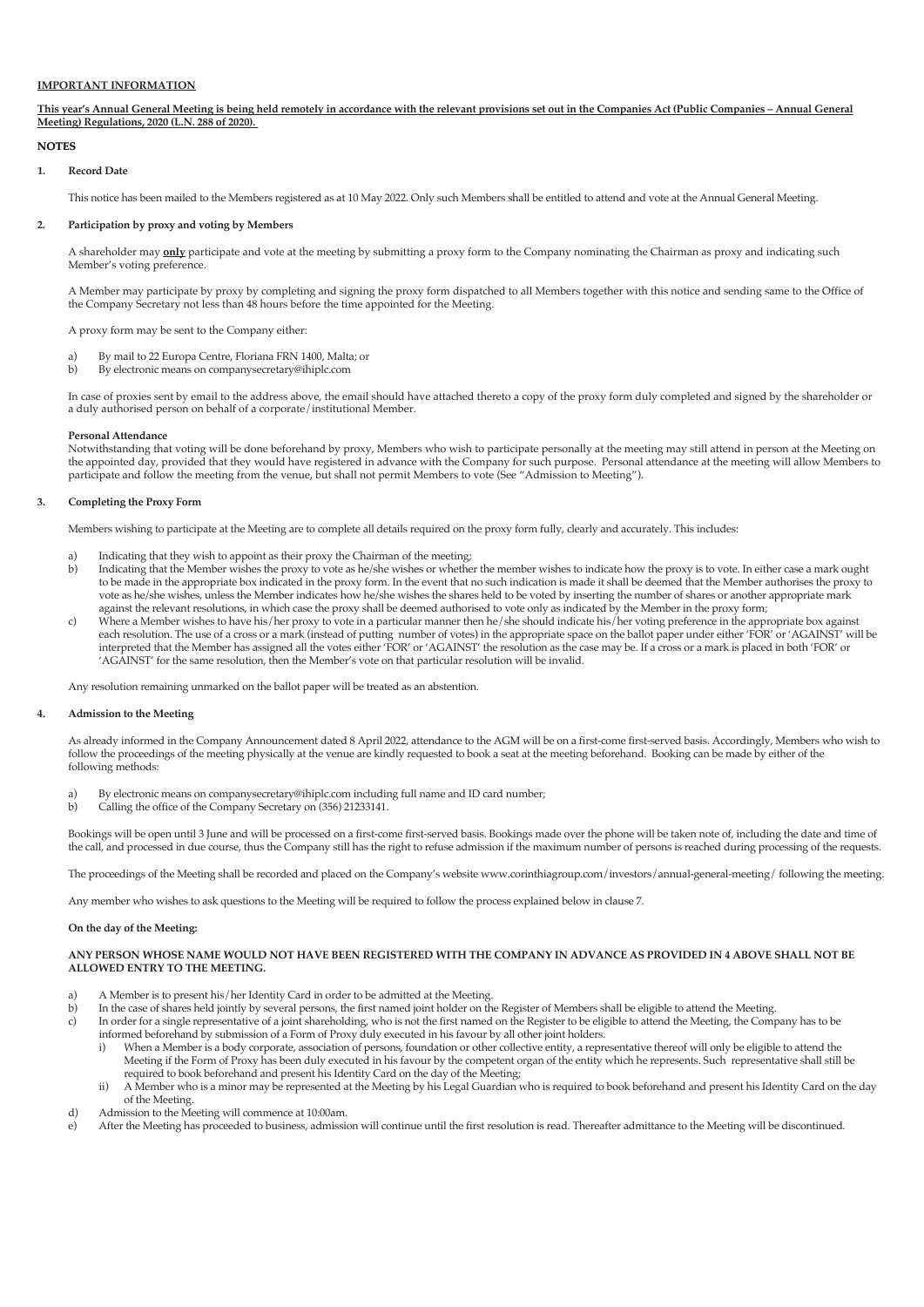**IMPORTANT INFORMATION**

**This year's Annual General Meeting is being held remotely in accordance with the relevant provisions set out in the Companies Act (Public Companies – Annual General Meeting) Regulations, 2020 (L.N. 288 of 2020).**

**NOTES**

**1. Record Date**

This notice has been mailed to the Members registered as at 10 May 2022. Only such Members shall be entitled to attend and vote at the Annual General Meeting.

**2. Participation by proxy and voting by Members**

A shareholder may **only** participate and vote at the meeting by submitting a proxy form to the Company nominating the Chairman as proxy and indicating such Member's voting preference.

A Member may participate by proxy by completing and signing the proxy form dispatched to all Members together with this notice and sending same to the Office of the Company Secretary not less than 48 hours before the time appointed for the Meeting.

A proxy form may be sent to the Company either:

a) By mail to 22 Europa Centre, Floriana FRN 1400, Malta; or
b) By electronic means on companysecretary@ihiplc.com

In case of proxies sent by email to the address above, the email should have attached thereto a copy of the proxy form duly completed and signed by the shareholder or a duly authorised person on behalf of a corporate/institutional Member.

**Personal Attendance**
Notwithstanding that voting will be done beforehand by proxy, Members who wish to participate personally at the meeting may still attend in person at the Meeting on the appointed day, provided that they would have registered in advance with the Company for such purpose. Personal attendance at the meeting will allow Members to participate and follow the meeting from the venue, but shall not permit Members to vote (See "Admission to Meeting").

**3. Completing the Proxy Form**

Members wishing to participate at the Meeting are to complete all details required on the proxy form fully, clearly and accurately. This includes:

a) Indicating that they wish to appoint as their proxy the Chairman of the meeting;
b) Indicating that the Member wishes the proxy to vote as he/she wishes or whether the member wishes to indicate how the proxy is to vote. In either case a mark ought to be made in the appropriate box indicated in the proxy form. In the event that no such indication is made it shall be deemed that the Member authorises the proxy to vote as he/she wishes, unless the Member indicates how he/she wishes the shares held to be voted by inserting the number of shares or another appropriate mark against the relevant resolutions, in which case the proxy shall be deemed authorised to vote only as indicated by the Member in the proxy form;
c) Where a Member wishes to have his/her proxy to vote in a particular manner then he/she should indicate his/her voting preference in the appropriate box against each resolution. The use of a cross or a mark (instead of putting number of votes) in the appropriate space on the ballot paper under either 'FOR' or 'AGAINST' will be interpreted that the Member has assigned all the votes either 'FOR' or 'AGAINST' the resolution as the case may be. If a cross or a mark is placed in both 'FOR' or 'AGAINST' for the same resolution, then the Member's vote on that particular resolution will be invalid.

Any resolution remaining unmarked on the ballot paper will be treated as an abstention.

**4. Admission to the Meeting**

As already informed in the Company Announcement dated 8 April 2022, attendance to the AGM will be on a first-come first-served basis. Accordingly, Members who wish to follow the proceedings of the meeting physically at the venue are kindly requested to book a seat at the meeting beforehand. Booking can be made by either of the following methods:

a) By electronic means on companysecretary@ihiplc.com including full name and ID card number;
b) Calling the office of the Company Secretary on (356) 21233141.

Bookings will be open until 3 June and will be processed on a first-come first-served basis. Bookings made over the phone will be taken note of, including the date and time of the call, and processed in due course, thus the Company still has the right to refuse admission if the maximum number of persons is reached during processing of the requests.

The proceedings of the Meeting shall be recorded and placed on the Company's website www.corinthiagroup.com/investors/annual-general-meeting/ following the meeting.

Any member who wishes to ask questions to the Meeting will be required to follow the process explained below in clause 7.

**On the day of the Meeting:**

**ANY PERSON WHOSE NAME WOULD NOT HAVE BEEN REGISTERED WITH THE COMPANY IN ADVANCE AS PROVIDED IN 4 ABOVE SHALL NOT BE ALLOWED ENTRY TO THE MEETING.**

a) A Member is to present his/her Identity Card in order to be admitted at the Meeting.
b) In the case of shares held jointly by several persons, the first named joint holder on the Register of Members shall be eligible to attend the Meeting.
c) In order for a single representative of a joint shareholding, who is not the first named on the Register to be eligible to attend the Meeting, the Company has to be informed beforehand by submission of a Form of Proxy duly executed in his favour by all other joint holders.
   i) When a Member is a body corporate, association of persons, foundation or other collective entity, a representative thereof will only be eligible to attend the Meeting if the Form of Proxy has been duly executed in his favour by the competent organ of the entity which he represents. Such representative shall still be required to book beforehand and present his Identity Card on the day of the Meeting;
   ii) A Member who is a minor may be represented at the Meeting by his Legal Guardian who is required to book beforehand and present his Identity Card on the day of the Meeting.
d) Admission to the Meeting will commence at 10:00am.
e) After the Meeting has proceeded to business, admission will continue until the first resolution is read. Thereafter admittance to the Meeting will be discontinued.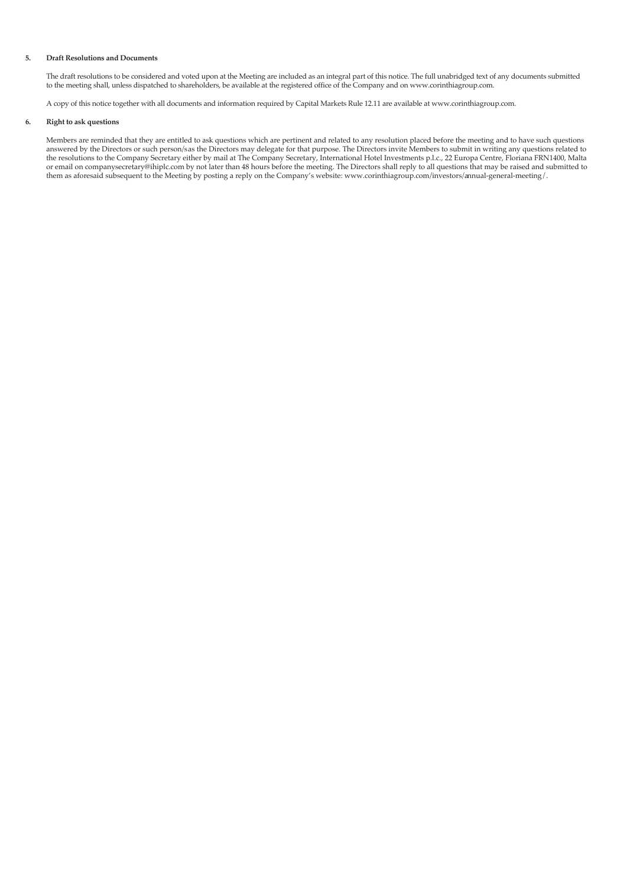### 5. Draft Resolutions and Documents

The draft resolutions to be considered and voted upon at the Meeting are included as an integral part of this notice. The full unabridged text of any documents submitted to the meeting shall, unless dispatched to shareholders, be available at the registered office of the Company and on www.corinthiagroup.com.

A copy of this notice together with all documents and information required by Capital Markets Rule 12.11 are available at www.corinthiagroup.com.

### 6. Right to ask questions

Members are reminded that they are entitled to ask questions which are pertinent and related to any resolution placed before the meeting and to have such questions answered by the Directors or such person/sas the Directors may delegate for that purpose. The Directors invite Members to submit in writing any questions related to the resolutions to the Company Secretary either by mail at The Company Secretary, International Hotel Investments p.l.c., 22 Europa Centre, Floriana FRN1400, Malta or email on companysecretary@ihiplc.com by not later than 48 hours before the meeting. The Directors shall reply to all questions that may be raised and submitted to them as aforesaid subsequent to the Meeting by posting a reply on the Company's website: www.corinthiagroup.com/investors/annual-general-meeting/.